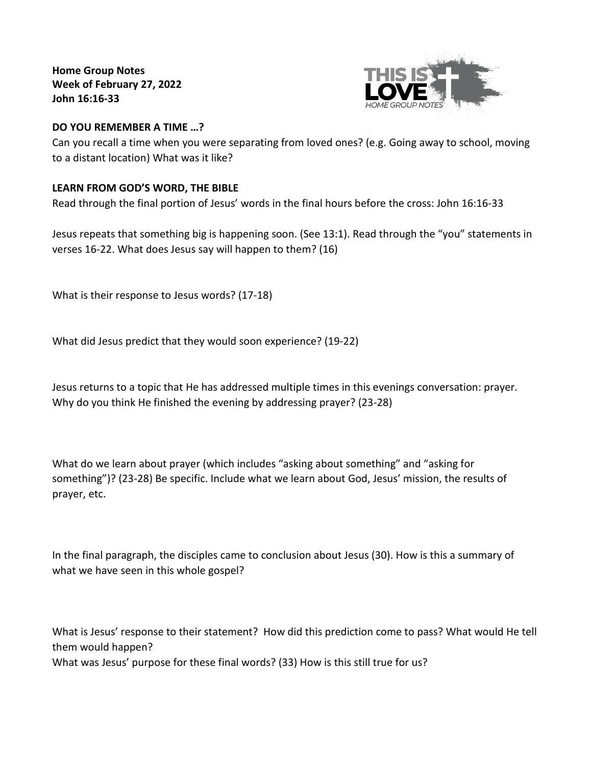**Home Group Notes**
**Week of February 27, 2022**
**John 16:16-33**

**DO YOU REMEMBER A TIME …?**

Can you recall a time when you were separating from loved ones? (e.g. Going away to school, moving to a distant location) What was it like?

**LEARN FROM GOD'S WORD, THE BIBLE**

Read through the final portion of Jesus' words in the final hours before the cross: John 16:16-33

Jesus repeats that something big is happening soon. (See 13:1). Read through the "you" statements in verses 16-22. What does Jesus say will happen to them? (16)

What is their response to Jesus words? (17-18)

What did Jesus predict that they would soon experience? (19-22)

Jesus returns to a topic that He has addressed multiple times in this evenings conversation: prayer. Why do you think He finished the evening by addressing prayer? (23-28)

What do we learn about prayer (which includes "asking about something" and "asking for something")? (23-28) Be specific. Include what we learn about God, Jesus' mission, the results of prayer, etc.

In the final paragraph, the disciples came to conclusion about Jesus (30). How is this a summary of what we have seen in this whole gospel?

What is Jesus' response to their statement? How did this prediction come to pass? What would He tell them would happen?

What was Jesus' purpose for these final words? (33) How is this still true for us?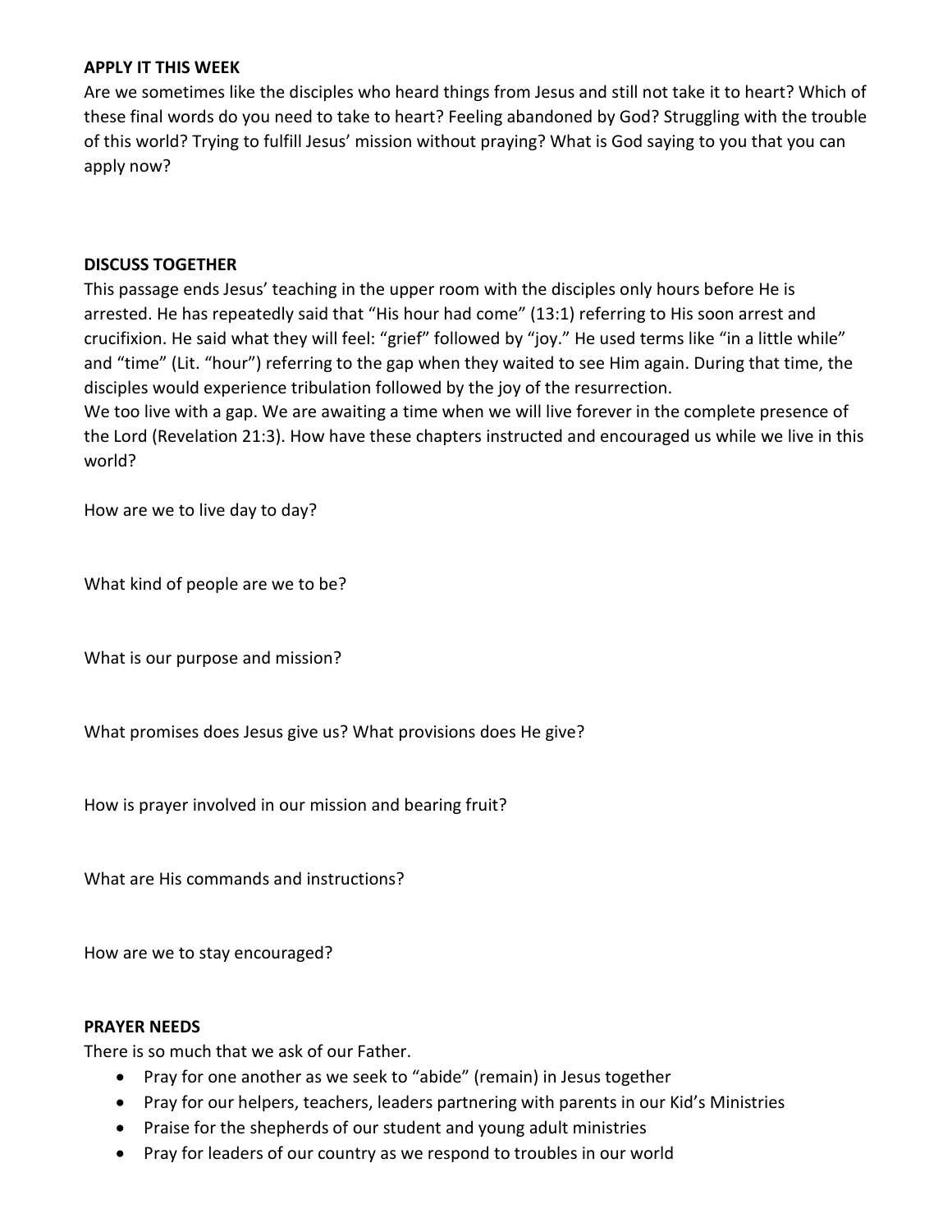**APPLY IT THIS WEEK**

Are we sometimes like the disciples who heard things from Jesus and still not take it to heart? Which of these final words do you need to take to heart? Feeling abandoned by God? Struggling with the trouble of this world? Trying to fulfill Jesus' mission without praying? What is God saying to you that you can apply now?

**DISCUSS TOGETHER**

This passage ends Jesus' teaching in the upper room with the disciples only hours before He is arrested. He has repeatedly said that "His hour had come" (13:1) referring to His soon arrest and crucifixion. He said what they will feel: "grief" followed by "joy." He used terms like "in a little while" and "time" (Lit. "hour") referring to the gap when they waited to see Him again. During that time, the disciples would experience tribulation followed by the joy of the resurrection.

We too live with a gap. We are awaiting a time when we will live forever in the complete presence of the Lord (Revelation 21:3). How have these chapters instructed and encouraged us while we live in this world?

How are we to live day to day?

What kind of people are we to be?

What is our purpose and mission?

What promises does Jesus give us? What provisions does He give?

How is prayer involved in our mission and bearing fruit?

What are His commands and instructions?

How are we to stay encouraged?

**PRAYER NEEDS**

There is so much that we ask of our Father.

- Pray for one another as we seek to "abide" (remain) in Jesus together
- Pray for our helpers, teachers, leaders partnering with parents in our Kid's Ministries
- Praise for the shepherds of our student and young adult ministries
- Pray for leaders of our country as we respond to troubles in our world